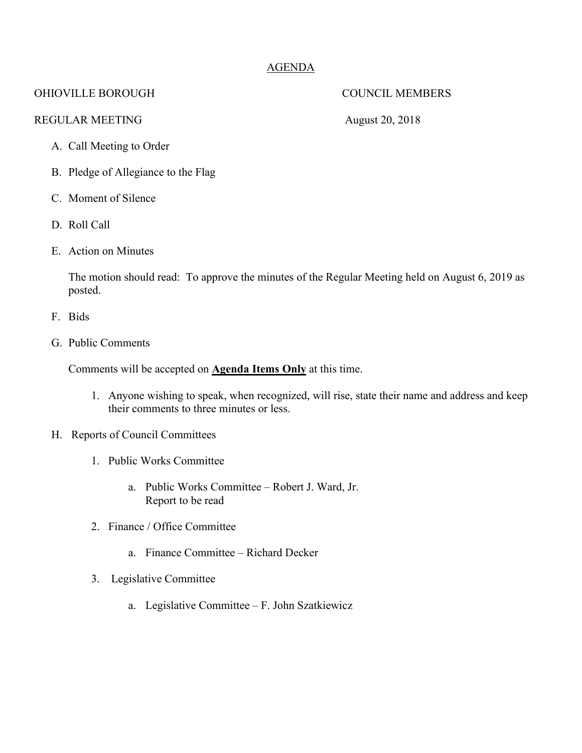# AGENDA

OHIOVILLE BOROUGH COUNCIL MEMBERS

REGULAR MEETING August 20, 2018

A. Call Meeting to Order

B. Pledge of Allegiance to the Flag

C. Moment of Silence

D. Roll Call

E. Action on Minutes

   The motion should read: To approve the minutes of the Regular Meeting held on August 6, 2019 as posted.

F. Bids

G. Public Comments

   Comments will be accepted on **Agenda Items Only** at this time.

   1. Anyone wishing to speak, when recognized, will rise, state their name and address and keep their comments to three minutes or less.

H. Reports of Council Committees

   1. Public Works Committee

      a. Public Works Committee – Robert J. Ward, Jr.
         Report to be read

   2. Finance / Office Committee

      a. Finance Committee – Richard Decker

   3. Legislative Committee

      a. Legislative Committee – F. John Szatkiewicz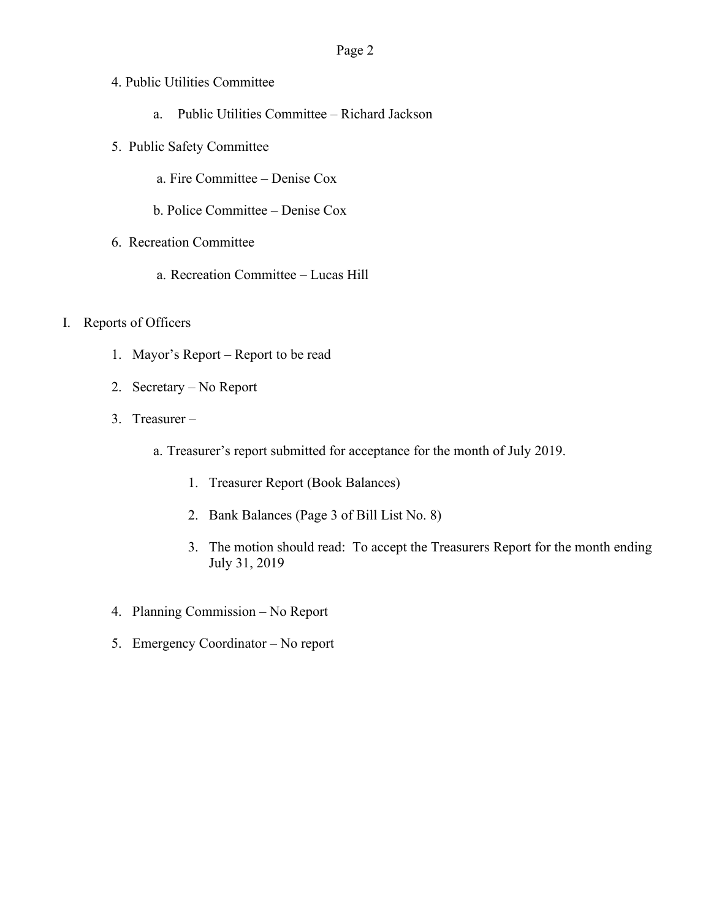4. Public Utilities Committee

    a. Public Utilities Committee – Richard Jackson

5. Public Safety Committee

    a. Fire Committee – Denise Cox

    b. Police Committee – Denise Cox

6. Recreation Committee

    a. Recreation Committee – Lucas Hill

I. Reports of Officers

    1. Mayor's Report – Report to be read

    2. Secretary – No Report

    3. Treasurer –

        a. Treasurer's report submitted for acceptance for the month of July 2019.

            1. Treasurer Report (Book Balances)

            2. Bank Balances (Page 3 of Bill List No. 8)

            3. The motion should read: To accept the Treasurers Report for the month ending July 31, 2019

    4. Planning Commission – No Report

    5. Emergency Coordinator – No report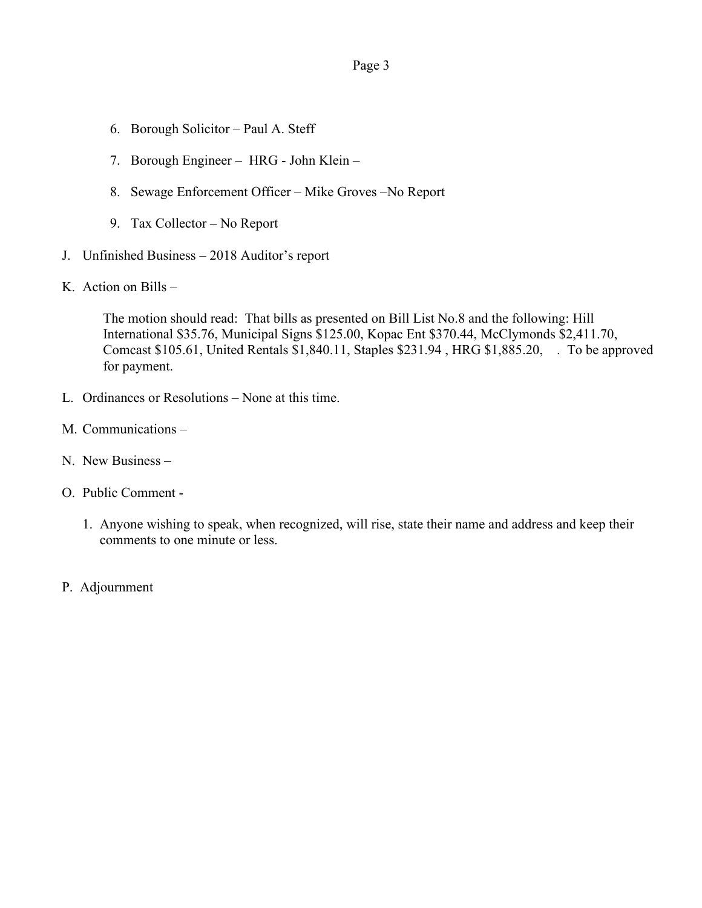6. Borough Solicitor – Paul A. Steff

7. Borough Engineer – HRG - John Klein –

8. Sewage Enforcement Officer – Mike Groves –No Report

9. Tax Collector – No Report

J. Unfinished Business – 2018 Auditor's report

K. Action on Bills –

   The motion should read: That bills as presented on Bill List No.8 and the following: Hill International $35.76, Municipal Signs $125.00, Kopac Ent $370.44, McClymonds $2,411.70, Comcast $105.61, United Rentals $1,840.11, Staples $231.94 , HRG $1,885.20, . To be approved for payment.

L. Ordinances or Resolutions – None at this time.

M. Communications –

N. New Business –

O. Public Comment -

   1. Anyone wishing to speak, when recognized, will rise, state their name and address and keep their comments to one minute or less.

P. Adjournment